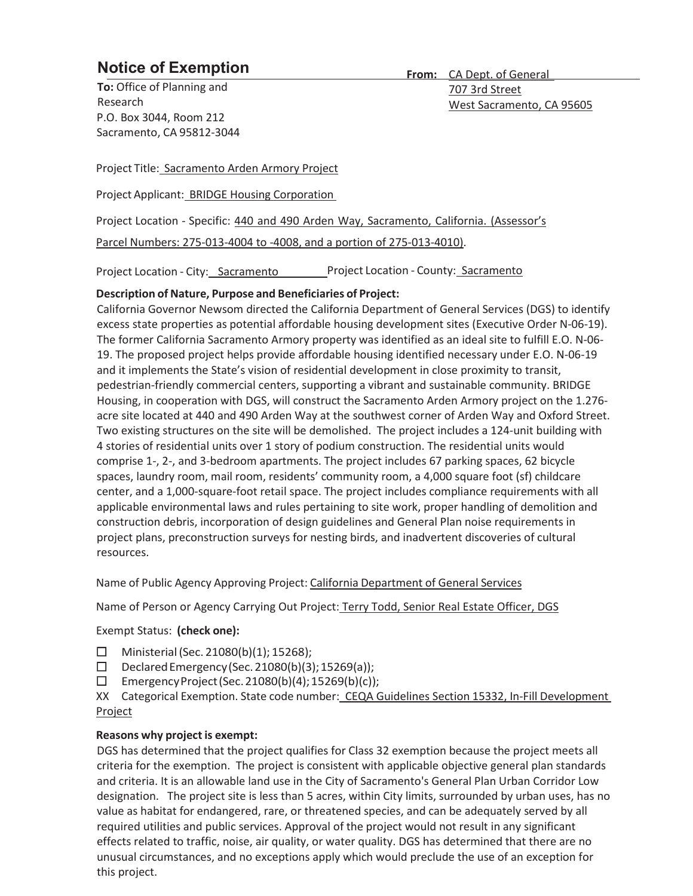# Notice of Exemption

**To:** Office of Planning and Research
P.O. Box 3044, Room 212
Sacramento, CA 95812-3044

**From:** CA Dept. of General
707 3rd Street
West Sacramento, CA 95605

Project Title: Sacramento Arden Armory Project

Project Applicant: BRIDGE Housing Corporation

Project Location - Specific: 440 and 490 Arden Way, Sacramento, California. (Assessor's Parcel Numbers: 275-013-4004 to -4008, and a portion of 275-013-4010).

Project Location - City: Sacramento Project Location - County: Sacramento

**Description of Nature, Purpose and Beneficiaries of Project:**

California Governor Newsom directed the California Department of General Services (DGS) to identify excess state properties as potential affordable housing development sites (Executive Order N-06-19). The former California Sacramento Armory property was identified as an ideal site to fulfill E.O. N-06-19. The proposed project helps provide affordable housing identified necessary under E.O. N-06-19 and it implements the State's vision of residential development in close proximity to transit, pedestrian-friendly commercial centers, supporting a vibrant and sustainable community. BRIDGE Housing, in cooperation with DGS, will construct the Sacramento Arden Armory project on the 1.276-acre site located at 440 and 490 Arden Way at the southwest corner of Arden Way and Oxford Street. Two existing structures on the site will be demolished. The project includes a 124-unit building with 4 stories of residential units over 1 story of podium construction. The residential units would comprise 1-, 2-, and 3-bedroom apartments. The project includes 67 parking spaces, 62 bicycle spaces, laundry room, mail room, residents' community room, a 4,000 square foot (sf) childcare center, and a 1,000-square-foot retail space. The project includes compliance requirements with all applicable environmental laws and rules pertaining to site work, proper handling of demolition and construction debris, incorporation of design guidelines and General Plan noise requirements in project plans, preconstruction surveys for nesting birds, and inadvertent discoveries of cultural resources.

Name of Public Agency Approving Project: California Department of General Services

Name of Person or Agency Carrying Out Project: Terry Todd, Senior Real Estate Officer, DGS

Exempt Status: **(check one):**

- ☐ Ministerial (Sec. 21080(b)(1); 15268);
- ☐ Declared Emergency (Sec. 21080(b)(3); 15269(a));
- ☐ Emergency Project (Sec. 21080(b)(4); 15269(b)(c));
- XX Categorical Exemption. State code number: CEQA Guidelines Section 15332, In-Fill Development Project

**Reasons why project is exempt:**

DGS has determined that the project qualifies for Class 32 exemption because the project meets all criteria for the exemption. The project is consistent with applicable objective general plan standards and criteria. It is an allowable land use in the City of Sacramento's General Plan Urban Corridor Low designation. The project site is less than 5 acres, within City limits, surrounded by urban uses, has no value as habitat for endangered, rare, or threatened species, and can be adequately served by all required utilities and public services. Approval of the project would not result in any significant effects related to traffic, noise, air quality, or water quality. DGS has determined that there are no unusual circumstances, and no exceptions apply which would preclude the use of an exception for this project.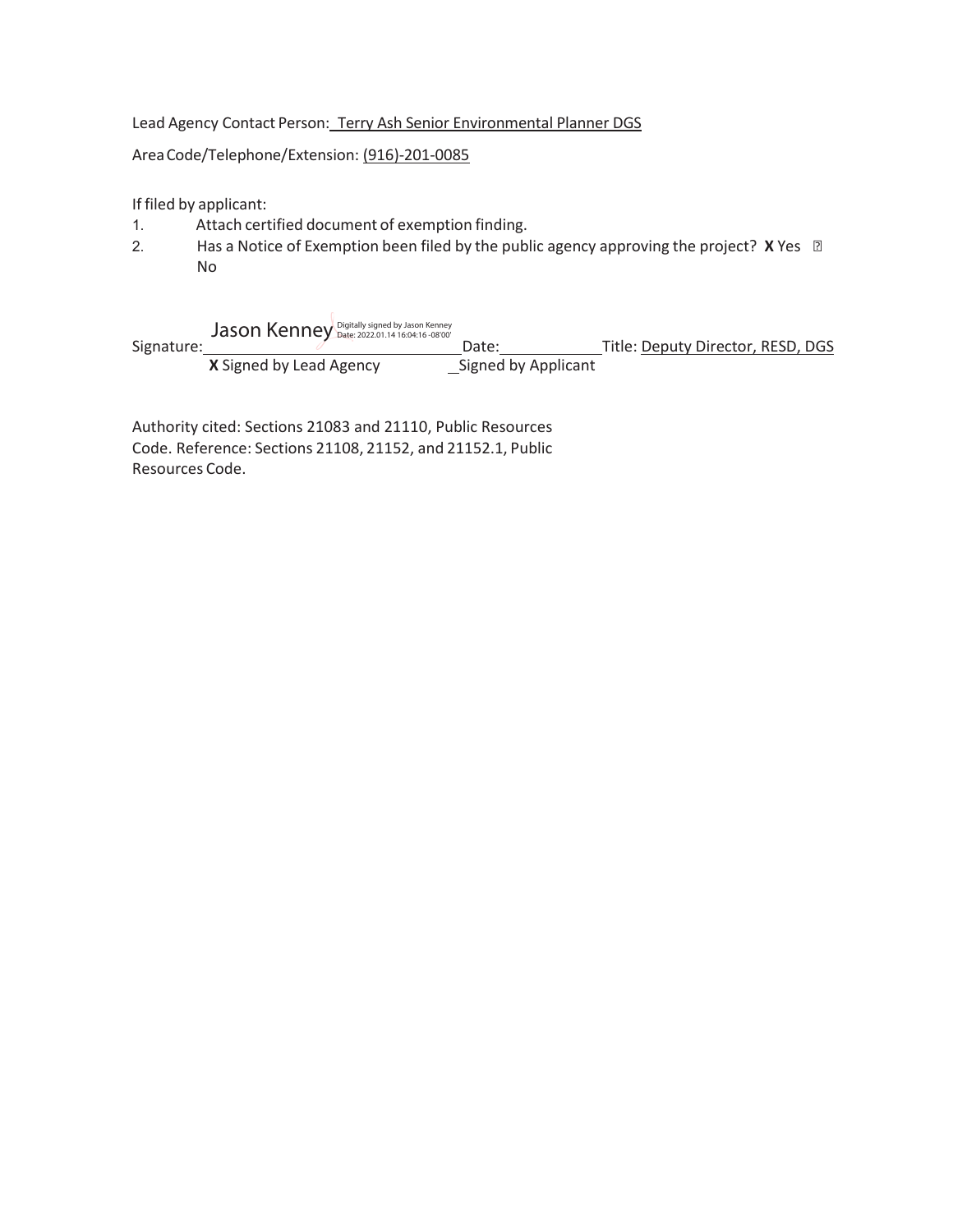Lead Agency Contact Person: Terry Ash Senior Environmental Planner DGS

Area Code/Telephone/Extension: (916)-201-0085

If filed by applicant:

1. Attach certified document of exemption finding.
2. Has a Notice of Exemption been filed by the public agency approving the project? **X** Yes ☐ No

Signature: Jason Kenney Digitally signed by Jason Kenney Date: 2022.01.14 16:04:16 -08'00' Date:\_\_\_\_\_\_\_\_\_\_ Title: Deputy Director, RESD, DGS

**X** Signed by Lead Agency \_Signed by Applicant

Authority cited: Sections 21083 and 21110, Public Resources Code. Reference: Sections 21108, 21152, and 21152.1, Public Resources Code.